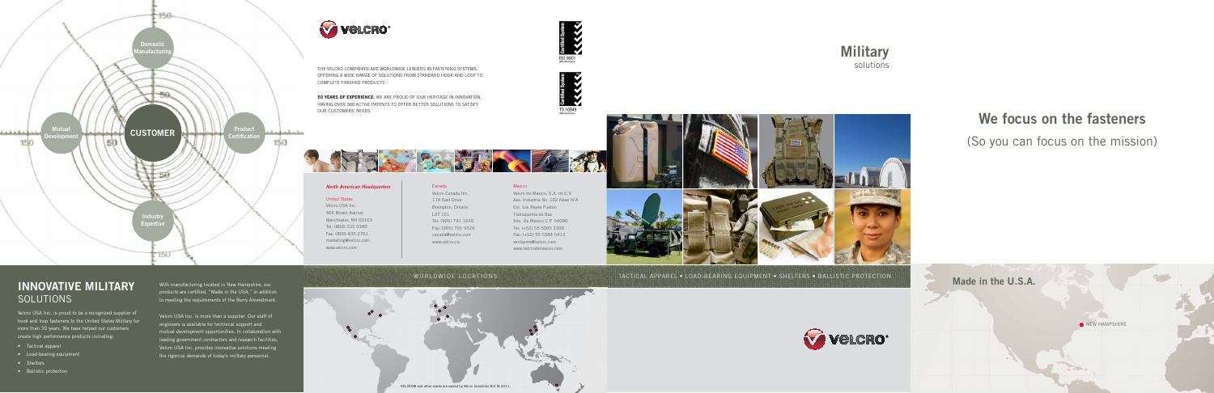# INNOVATIVE MILITARY SOLUTIONS

Velcro USA Inc. is proud to be a recognized supplier of hook and loop fasteners to the United States Military for more than 30 years. We have helped our customers create high performance products including:

- Tactical apparel
- Load-bearing equipment
- Shelters
- Ballistic protection

With manufacturing located in New Hampshire, our products are certified, "Made in the USA," in addition to meeting the requirements of the Berry Amendment.

Velcro USA Inc. is more than a supplier. Our staff of engineers is available for technical support and mutual development opportunities. In collaboration with leading government contractors and research facilities, Velcro USA Inc. provides innovative solutions meeting the rigorous demands of today's military personnel.

Domestic Manufacturing

Mutual Development

CUSTOMER

Product Certification

Industry Expertise

VELCRO®

THE VELCRO COMPANIES ARE WORLDWIDE LEADERS IN FASTENING SYSTEMS, OFFERING A WIDE RANGE OF SOLUTIONS FROM STANDARD HOOK AND LOOP TO COMPLETE FINISHED PRODUCTS.

**50 YEARS OF EXPERIENCE.** WE ARE PROUD OF OUR HERITAGE IN INNOVATION, HAVING OVER 300 ACTIVE PATENTS TO OFFER BETTER SOLUTIONS TO SATISFY OUR CUSTOMERS' NEEDS.

Certified System ISO 9001

Certified System TS 16949

***North American Headquarters***

United States
Velcro USA Inc.
406 Brown Avenue
Manchester, NH 03103
Tel: (800) 225 0180
Fax: (800) 835 2761
marketing@velcro.com
www.velcro.com

Canada
Velcro Canada Inc.
114 East Drive
Brampton, Ontario
L6T 1C1
Tel: (905) 791 1630
Fax: (905) 791 5329
canada@velcro.com
www.velcro.ca

Mexico
Velcro de Mexico, S.A. de C.V.
Ave. Industria No. 102 Nave IV-A
Col. Los Reyes Pueblo
Tlalnepantla de Baz
Edo. De Mexico C.P. 54090
Tel: (+52) 55 5005 3300
Fax: (+52) 55 5384 5413
ventasmx@velcro.com
www.velcrodemexico.com

WORLDWIDE LOCATIONS

VELCRO® and other marks are owned by Velcro Industries B.V. © 2011.

# Military
solutions

## We focus on the fasteners
(So you can focus on the mission)

TACTICAL APPAREL • LOAD-BEARING EQUIPMENT • SHELTERS • BALLISTIC PROTECTION

VELCRO®

**Made in the U.S.A.**

NEW HAMPSHIRE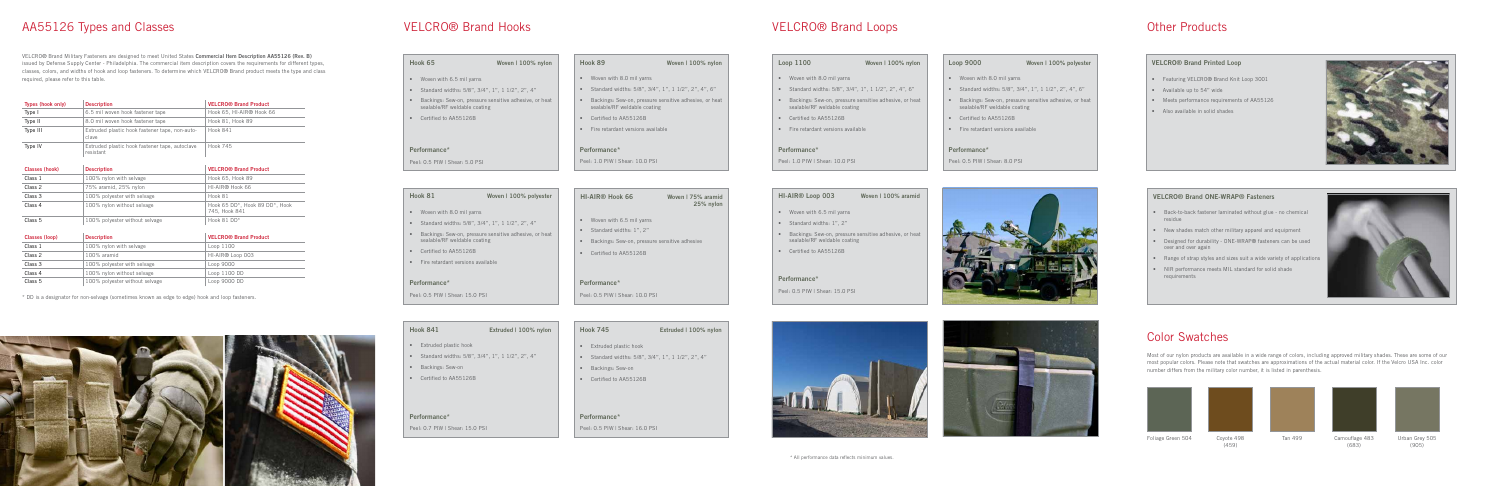## AA55126 Types and Classes

VELCRO® Brand Military Fasteners are designed to meet United States **Commercial Item Description AA55126 (Rev. B)** issued by Defense Supply Center - Philadelphia. The commercial item description covers the requirements for different types, classes, colors, and widths of hook and loop fasteners. To determine which VELCRO® Brand product meets the type and class required, please refer to this table.

| Types (hook only) | Description | VELCRO® Brand Product |
|---|---|---|
| Type I | 6.5 mil woven hook fastener tape | Hook 65, HI-AIR® Hook 66 |
| Type II | 8.0 mil woven hook fastener tape | Hook 81, Hook 89 |
| Type III | Extruded plastic hook fastener tape, non-autoclave | Hook 841 |
| Type IV | Extruded plastic hook fastener tape, autoclave resistant | Hook 745 |

| Classes (hook) | Description | VELCRO® Brand Product |
|---|---|---|
| Class 1 | 100% nylon with selvage | Hook 65, Hook 89 |
| Class 2 | 75% aramid, 25% nylon | HI-AIR® Hook 66 |
| Class 3 | 100% polyester with selvage | Hook 81 |
| Class 4 | 100% nylon without selvage | Hook 65 DD*, Hook 89 DD*, Hook 745, Hook 841 |
| Class 5 | 100% polyester without selvage | Hook 81 DD* |

| Classes (loop) | Description | VELCRO® Brand Product |
|---|---|---|
| Class 1 | 100% nylon with selvage | Loop 1100 |
| Class 2 | 100% aramid | HI-AIR® Loop 003 |
| Class 3 | 100% polyester with selvage | Loop 9000 |
| Class 4 | 100% nylon without selvage | Loop 1100 DD |
| Class 5 | 100% polyester without selvage | Loop 9000 DD |

* DD is a designator for non-selvage (sometimes known as edge to edge) hook and loop fasteners.

## VELCRO® Brand Hooks

### Hook 65 — Woven | 100% nylon

- Woven with 6.5 mil yarns
- Standard widths: 5/8", 3/4", 1", 1 1/2", 2", 4"
- Backings: Sew-on, pressure sensitive adhesive, or heat sealable/RF weldable coating
- Certified to AA55126B

**Performance***

Peel: 0.5 PIW | Shear: 5.0 PSI

### Hook 89 — Woven | 100% nylon

- Woven with 8.0 mil yarns
- Standard widths: 5/8", 3/4", 1", 1 1/2", 2", 4", 6"
- Backings: Sew-on, pressure sensitive adhesive, or heat sealable/RF weldable coating
- Certified to AA55126B
- Fire retardant versions available

**Performance***

Peel: 1.0 PIW | Shear: 10.0 PSI

### Hook 81 — Woven | 100% polyester

- Woven with 8.0 mil yarns
- Standard widths: 5/8", 3/4", 1", 1 1/2", 2", 4"
- Backings: Sew-on, pressure sensitive adhesive, or heat sealable/RF weldable coating
- Certified to AA55126B
- Fire retardant versions available

**Performance***

Peel: 0.5 PIW | Shear: 15.0 PSI

### HI-AIR® Hook 66 — Woven | 75% aramid 25% nylon

- Woven with 6.5 mil yarns
- Standard widths: 1", 2"
- Backings: Sew-on, pressure sensitive adhesive
- Certified to AA55126B

**Performance***

Peel: 0.5 PIW | Shear: 10.0 PSI

### Hook 841 — Extruded | 100% nylon

- Extruded plastic hook
- Standard widths: 5/8", 3/4", 1", 1 1/2", 2", 4"
- Backings: Sew-on
- Certified to AA55126B

**Performance***

Peel: 0.7 PIW | Shear: 15.0 PSI

### Hook 745 — Extruded | 100% nylon

- Extruded plastic hook
- Standard widths: 5/8", 3/4", 1", 1 1/2", 2", 4"
- Backings: Sew-on
- Certified to AA55126B

**Performance***

Peel: 0.5 PIW | Shear: 16.0 PSI

## VELCRO® Brand Loops

### Loop 1100 — Woven | 100% nylon

- Woven with 8.0 mil yarns
- Standard widths: 5/8", 3/4", 1", 1 1/2", 2", 4", 6"
- Backings: Sew-on, pressure sensitive adhesive, or heat sealable/RF weldable coating
- Certified to AA55126B
- Fire retardant versions available

**Performance***

Peel: 1.0 PIW | Shear: 10.0 PSI

### Loop 9000 — Woven | 100% polyester

- Woven with 8.0 mil yarns
- Standard widths: 5/8", 3/4", 1", 2", 4", 6"
- Backings: Sew-on, pressure sensitive adhesive, or heat sealable/RF weldable coating
- Certified to AA55126B
- Fire retardant versions available

**Performance***

Peel: 0.5 PIW | Shear: 8.0 PSI

### HI-AIR® Loop 003 — Woven | 100% aramid

- Woven with 6.5 mil yarns
- Standard widths: 1", 2"
- Backings: Sew-on, pressure sensitive adhesive, or heat sealable/RF weldable coating
- Certified to AA55126B

**Performance***

Peel: 0.5 PIW | Shear: 15.0 PSI

* All performance data reflects minimum values.

## Other Products

### VELCRO® Brand Printed Loop

- Featuring VELCRO® Brand Knit Loop 3001
- Available up to 54" wide
- Meets performance requirements of AA55126
- Also available in solid shades

### VELCRO® Brand ONE-WRAP® Fasteners

- Back-to-back fastener laminated without glue - no chemical residue
- New shades match other military apparel and equipment
- Designed for durability - ONE-WRAP® fasteners can be used over and over again
- Range of strap styles and sizes suit a wide variety of applications
- NIR performance meets MIL standard for solid shade requirements

## Color Swatches

Most of our nylon products are available in a wide range of colors, including approved military shades. These are some of our most popular colors. Please note that swatches are approximations of the actual material color. If the Velcro USA Inc. color number differs from the military color number, it is listed in parentheses.

Foliage Green 504

Coyote 498 (459)

Tan 499

Camouflage 483 (683)

Urban Grey 505 (905)